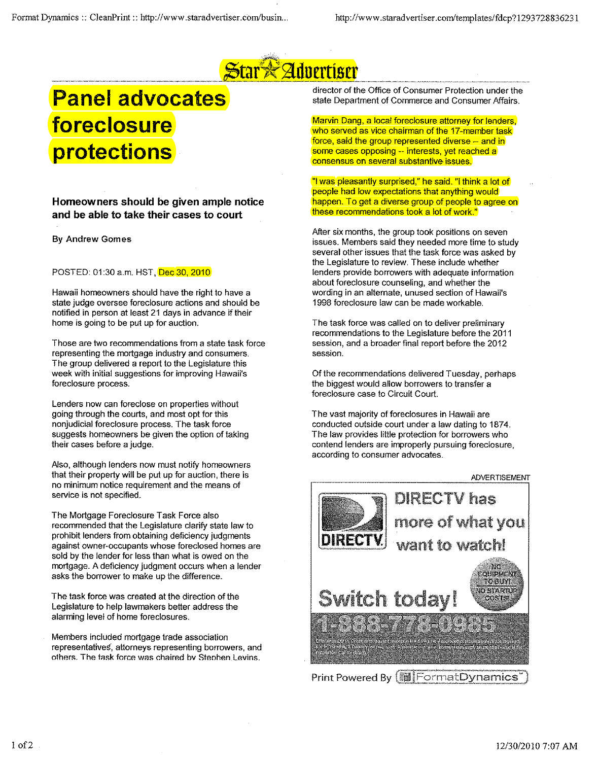Star Advertiser

# Panel advocates foreclosure protections

### Homeowners should be given ample notice and be able to take their cases to court

By Andrew Gomes

POSTED: 01:30 a.m. HST, Dec 30, 2010

Hawaii homeowners should have the right to have a state judge oversee foreclosure actions and should be notified in person at least 21 days in advance if their home is going to be put up for auction.

Those are two recommendations from a state task force representing the mortgage industry and consumers. The group delivered a report to the Legislature this week with initial suggestions for improving Hawaii's foreclosure process.

Lenders now can foreclose on properties without going through the courts, and most opt for this nonjudicial foreclosure process. The task force suggests homeowners be given the option of taking their cases before a judge.

Also, although lenders now must notify homeowners that their property will be put up for auction, there is no minimum notice requirement and the means of service is not specified.

The Mortgage Foreclosure Task Force also recommended that the Legislature clarify state law to prohibit lenders from obtaining deficiency judgments against owner-occupants whose foreclosed homes are sold by the lender for less than what is owed on the mortgage. A deficiency judgment occurs when a lender asks the borrower to make up the difference.

The task force was created at the direction of the Legislature to help lawmakers better address the alarming level of home foreclosures.

Members included mortgage trade association representatives, attorneys representing borrowers, and others. The task force was chaired by Stephen Levins, director of the Office of Consumer Protection under the state Department of Commerce and Consumer Affairs.

Marvin Dang, a local foreclosure attorney for lenders, who served as vice chairman of the 17-member task force, said the group represented diverse -- and in some cases opposing -- interests, yet reached a consensus on several substantive issues.

"I was pleasantly surprised," he said. "I think a lot of people had low expectations that anything would happen. To get a diverse group of people to agree on these recommendations took a lot of work."

After six months, the group took positions on seven issues. Members said they needed more time to study several other issues that the task force was asked by the Legislature to review. These include whether lenders provide borrowers with adequate information about foreclosure counseling, and whether the wording in an alternate, unused section of Hawaii's 1998 foreclosure law can be made workable.

The task force was called on to deliver preliminary recommendations to the Legislature before the 2011 session, and a broader final report before the 2012 session.

Of the recommendations delivered Tuesday, perhaps the biggest would allow borrowers to transfer a foreclosure case to Circuit Court.

The vast majority of foreclosures in Hawaii are conducted outside court under a law dating to 1874. The law provides little protection for borrowers who contend lenders are improperly pursuing foreclosure, according to consumer advocates.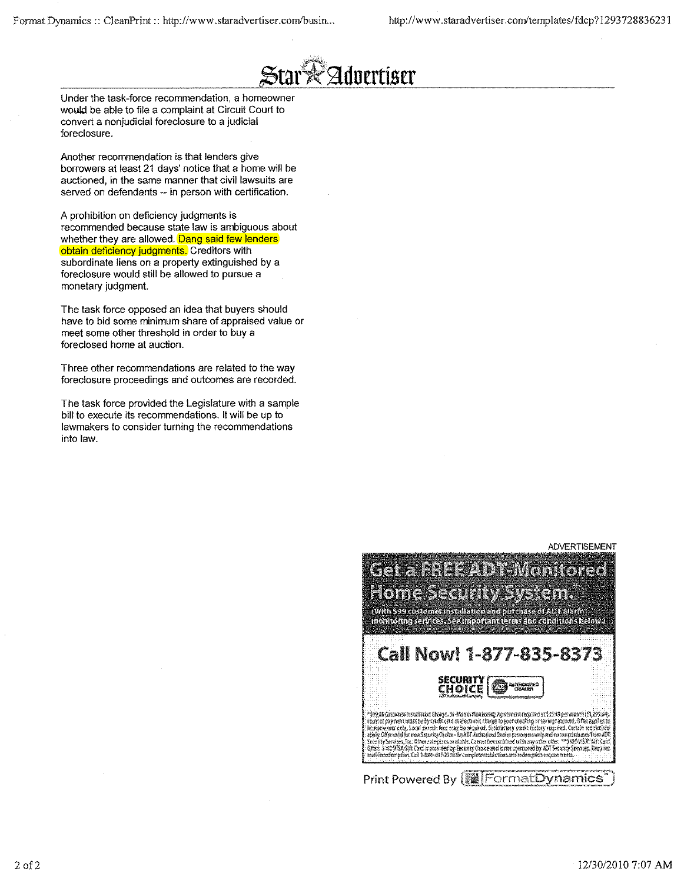Star Advertiser

Under the task-force recommendation, a homeowner would be able to file a complaint at Circuit Court to convert a nonjudicial foreclosure to a judicial foreclosure.

Another recommendation is that lenders give borrowers at least 21 days' notice that a home will be auctioned, in the same manner that civil lawsuits are served on defendants -- in person with certification.

A prohibition on deficiency judgments is recommended because state law is ambiguous about whether they are allowed. Dang said few lenders obtain deficiency judgments. Creditors with subordinate liens on a property extinguished by a foreclosure would still be allowed to pursue a monetary judgment.

The task force opposed an idea that buyers should have to bid some minimum share of appraised value or meet some other threshold in order to buy a foreclosed home at auction.

Three other recommendations are related to the way foreclosure proceedings and outcomes are recorded.

The task force provided the Legislature with a sample bill to execute its recommendations. It will be up to lawmakers to consider turning the recommendations into law.

ADVERTISEMENT

Get a FREE ADT-Monitored Home Security System.

(With $99 customer installation and purchase of ADT alarm monitoring services. See important terms and conditions below.)

Call Now! 1-877-835-8373

SECURITY CHOICE

Print Powered By FormatDynamics